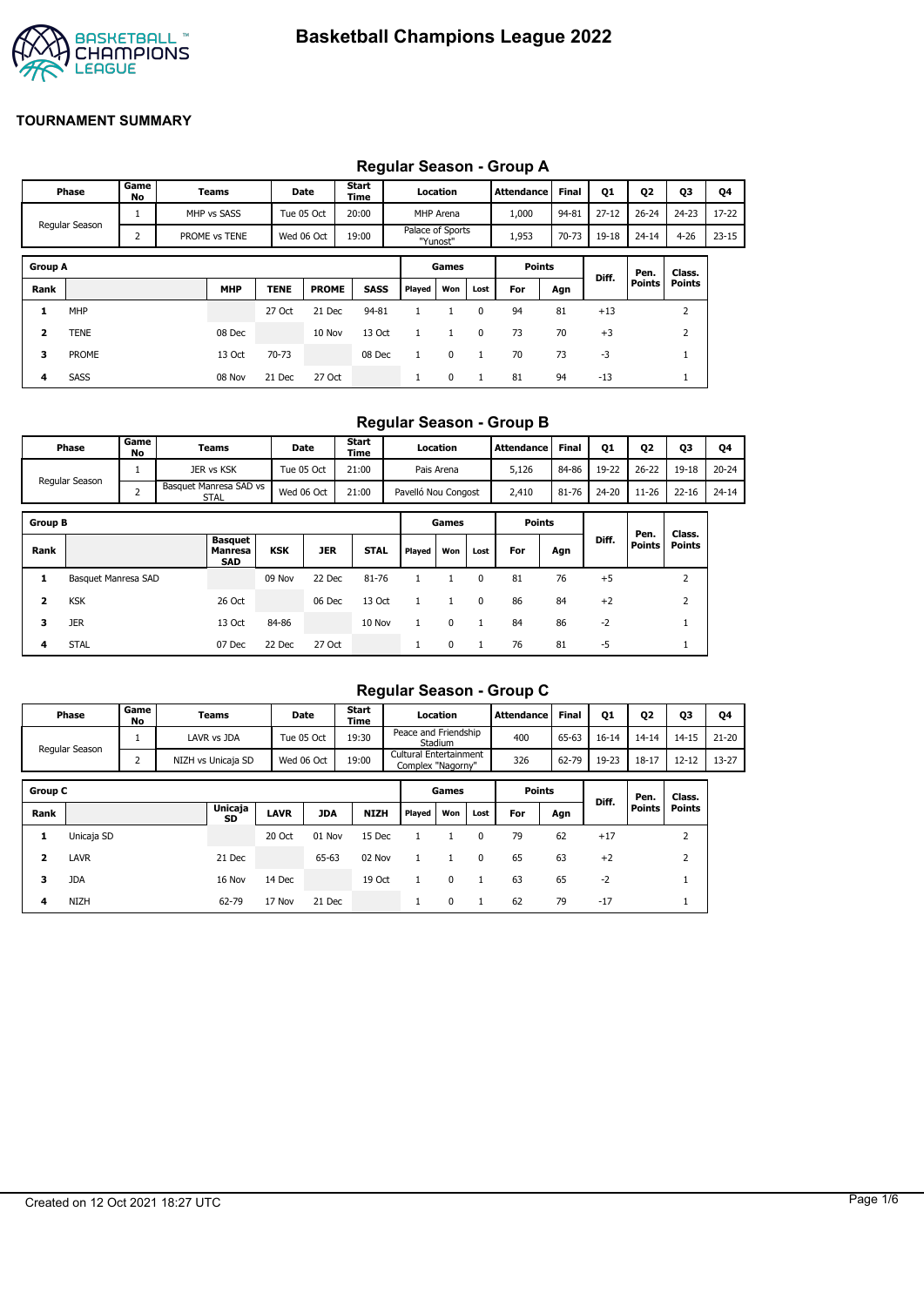# Basketball Champions League 2022

## TOURNAMENT SUMMARY

### Regular Season - Group A

| Phase | Game No | Teams | Date | Start Time | Location | Attendance | Final | Q1 | Q2 | Q3 | Q4 |
|---|---|---|---|---|---|---|---|---|---|---|---|
| Regular Season | 1 | MHP vs SASS | Tue 05 Oct | 20:00 | MHP Arena | 1,000 | 94-81 | 27-12 | 26-24 | 24-23 | 17-22 |
| | 2 | PROME vs TENE | Wed 06 Oct | 19:00 | Palace of Sports "Yunost" | 1,953 | 70-73 | 19-18 | 24-14 | 4-26 | 23-15 |

| Group A | | | | | | Games | | | Points | | | | |
|---|---|---|---|---|---|---|---|---|---|---|---|---|---|
| Rank | | MHP | TENE | PROME | SASS | Played | Won | Lost | For | Agn | Diff. | Pen. Points | Class. Points |
| 1 | MHP | | 27 Oct | 21 Dec | 94-81 | 1 | 1 | 0 | 94 | 81 | +13 | | 2 |
| 2 | TENE | 08 Dec | | 10 Nov | 13 Oct | 1 | 1 | 0 | 73 | 70 | +3 | | 2 |
| 3 | PROME | 13 Oct | 70-73 | | 08 Dec | 1 | 0 | 1 | 70 | 73 | -3 | | 1 |
| 4 | SASS | 08 Nov | 21 Dec | 27 Oct | | 1 | 0 | 1 | 81 | 94 | -13 | | 1 |

### Regular Season - Group B

| Phase | Game No | Teams | Date | Start Time | Location | Attendance | Final | Q1 | Q2 | Q3 | Q4 |
|---|---|---|---|---|---|---|---|---|---|---|---|
| Regular Season | 1 | JER vs KSK | Tue 05 Oct | 21:00 | Pais Arena | 5,126 | 84-86 | 19-22 | 26-22 | 19-18 | 20-24 |
| | 2 | Basquet Manresa SAD vs STAL | Wed 06 Oct | 21:00 | Pavelló Nou Congost | 2,410 | 81-76 | 24-20 | 11-26 | 22-16 | 24-14 |

| Group B | | | | | | Games | | | Points | | | | |
|---|---|---|---|---|---|---|---|---|---|---|---|---|---|
| Rank | | Basquet Manresa SAD | KSK | JER | STAL | Played | Won | Lost | For | Agn | Diff. | Pen. Points | Class. Points |
| 1 | Basquet Manresa SAD | | 09 Nov | 22 Dec | 81-76 | 1 | 1 | 0 | 81 | 76 | +5 | | 2 |
| 2 | KSK | 26 Oct | | 06 Dec | 13 Oct | 1 | 1 | 0 | 86 | 84 | +2 | | 2 |
| 3 | JER | 13 Oct | 84-86 | | 10 Nov | 1 | 0 | 1 | 84 | 86 | -2 | | 1 |
| 4 | STAL | 07 Dec | 22 Dec | 27 Oct | | 1 | 0 | 1 | 76 | 81 | -5 | | 1 |

### Regular Season - Group C

| Phase | Game No | Teams | Date | Start Time | Location | Attendance | Final | Q1 | Q2 | Q3 | Q4 |
|---|---|---|---|---|---|---|---|---|---|---|---|
| Regular Season | 1 | LAVR vs JDA | Tue 05 Oct | 19:30 | Peace and Friendship Stadium | 400 | 65-63 | 16-14 | 14-14 | 14-15 | 21-20 |
| | 2 | NIZH vs Unicaja SD | Wed 06 Oct | 19:00 | Cultural Entertainment Complex "Nagorny" | 326 | 62-79 | 19-23 | 18-17 | 12-12 | 13-27 |

| Group C | | | | | | Games | | | Points | | | | |
|---|---|---|---|---|---|---|---|---|---|---|---|---|---|
| Rank | | Unicaja SD | LAVR | JDA | NIZH | Played | Won | Lost | For | Agn | Diff. | Pen. Points | Class. Points |
| 1 | Unicaja SD | | 20 Oct | 01 Nov | 15 Dec | 1 | 1 | 0 | 79 | 62 | +17 | | 2 |
| 2 | LAVR | 21 Dec | | 65-63 | 02 Nov | 1 | 1 | 0 | 65 | 63 | +2 | | 2 |
| 3 | JDA | 16 Nov | 14 Dec | | 19 Oct | 1 | 0 | 1 | 63 | 65 | -2 | | 1 |
| 4 | NIZH | 62-79 | 17 Nov | 21 Dec | | 1 | 0 | 1 | 62 | 79 | -17 | | 1 |

Created on 12 Oct 2021 18:27 UTC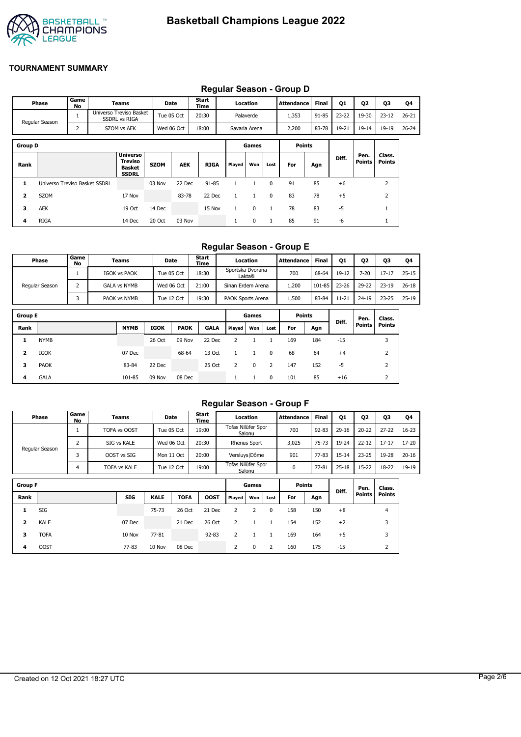# Basketball Champions League 2022

## TOURNAMENT SUMMARY

### Regular Season - Group D

| Phase | Game No | Teams | Date | Start Time | Location | Attendance | Final | Q1 | Q2 | Q3 | Q4 |
|---|---|---|---|---|---|---|---|---|---|---|---|
| Regular Season | 1 | Universo Treviso Basket SSDRL vs RIGA | Tue 05 Oct | 20:30 | Palaverde | 1,353 | 91-85 | 23-22 | 19-30 | 23-12 | 26-21 |
| | 2 | SZOM vs AEK | Wed 06 Oct | 18:00 | Savaria Arena | 2,200 | 83-78 | 19-21 | 19-14 | 19-19 | 26-24 |

| Group D | | | | | | Games | | | Points | | | | |
|---|---|---|---|---|---|---|---|---|---|---|---|---|---|
| Rank | | Universo Treviso Basket SSDRL | SZOM | AEK | RIGA | Played | Won | Lost | For | Agn | Diff. | Pen. Points | Class. Points |
| 1 | Universo Treviso Basket SSDRL | | 03 Nov | 22 Dec | 91-85 | 1 | 1 | 0 | 91 | 85 | +6 | | 2 |
| 2 | SZOM | 17 Nov | | 83-78 | 22 Dec | 1 | 1 | 0 | 83 | 78 | +5 | | 2 |
| 3 | AEK | 19 Oct | 14 Dec | | 15 Nov | 1 | 0 | 1 | 78 | 83 | -5 | | 1 |
| 4 | RIGA | 14 Dec | 20 Oct | 03 Nov | | 1 | 0 | 1 | 85 | 91 | -6 | | 1 |

### Regular Season - Group E

| Phase | Game No | Teams | Date | Start Time | Location | Attendance | Final | Q1 | Q2 | Q3 | Q4 |
|---|---|---|---|---|---|---|---|---|---|---|---|
| Regular Season | 1 | IGOK vs PAOK | Tue 05 Oct | 18:30 | Sportska Dvorana Laktaši | 700 | 68-64 | 19-12 | 7-20 | 17-17 | 25-15 |
| | 2 | GALA vs NYMB | Wed 06 Oct | 21:00 | Sinan Erdem Arena | 1,200 | 101-85 | 23-26 | 29-22 | 23-19 | 26-18 |
| | 3 | PAOK vs NYMB | Tue 12 Oct | 19:30 | PAOK Sports Arena | 1,500 | 83-84 | 11-21 | 24-19 | 23-25 | 25-19 |

| Group E | | | | | | Games | | | Points | | | | |
|---|---|---|---|---|---|---|---|---|---|---|---|---|---|
| Rank | | NYMB | IGOK | PAOK | GALA | Played | Won | Lost | For | Agn | Diff. | Pen. Points | Class. Points |
| 1 | NYMB | | 26 Oct | 09 Nov | 22 Dec | 2 | 1 | 1 | 169 | 184 | -15 | | 3 |
| 2 | IGOK | 07 Dec | | 68-64 | 13 Oct | 1 | 1 | 0 | 68 | 64 | +4 | | 2 |
| 3 | PAOK | 83-84 | 22 Dec | | 25 Oct | 2 | 0 | 2 | 147 | 152 | -5 | | 2 |
| 4 | GALA | 101-85 | 09 Nov | 08 Dec | | 1 | 1 | 0 | 101 | 85 | +16 | | 2 |

### Regular Season - Group F

| Phase | Game No | Teams | Date | Start Time | Location | Attendance | Final | Q1 | Q2 | Q3 | Q4 |
|---|---|---|---|---|---|---|---|---|---|---|---|
| Regular Season | 1 | TOFA vs OOST | Tue 05 Oct | 19:00 | Tofas Nilüfer Spor Salonu | 700 | 92-83 | 29-16 | 20-22 | 27-22 | 16-23 |
| | 2 | SIG vs KALE | Wed 06 Oct | 20:30 | Rhenus Sport | 3,025 | 75-73 | 19-24 | 22-12 | 17-17 | 17-20 |
| | 3 | OOST vs SIG | Mon 11 Oct | 20:00 | Versluys\|Dôme | 901 | 77-83 | 15-14 | 23-25 | 19-28 | 20-16 |
| | 4 | TOFA vs KALE | Tue 12 Oct | 19:00 | Tofas Nilüfer Spor Salonu | 0 | 77-81 | 25-18 | 15-22 | 18-22 | 19-19 |

| Group F | | | | | | Games | | | Points | | | | |
|---|---|---|---|---|---|---|---|---|---|---|---|---|---|
| Rank | | SIG | KALE | TOFA | OOST | Played | Won | Lost | For | Agn | Diff. | Pen. Points | Class. Points |
| 1 | SIG | | 75-73 | 26 Oct | 21 Dec | 2 | 2 | 0 | 158 | 150 | +8 | | 4 |
| 2 | KALE | 07 Dec | | 21 Dec | 26 Oct | 2 | 1 | 1 | 154 | 152 | +2 | | 3 |
| 3 | TOFA | 10 Nov | 77-81 | | 92-83 | 2 | 1 | 1 | 169 | 164 | +5 | | 3 |
| 4 | OOST | 77-83 | 10 Nov | 08 Dec | | 2 | 0 | 2 | 160 | 175 | -15 | | 2 |

Created on 12 Oct 2021 18:27 UTC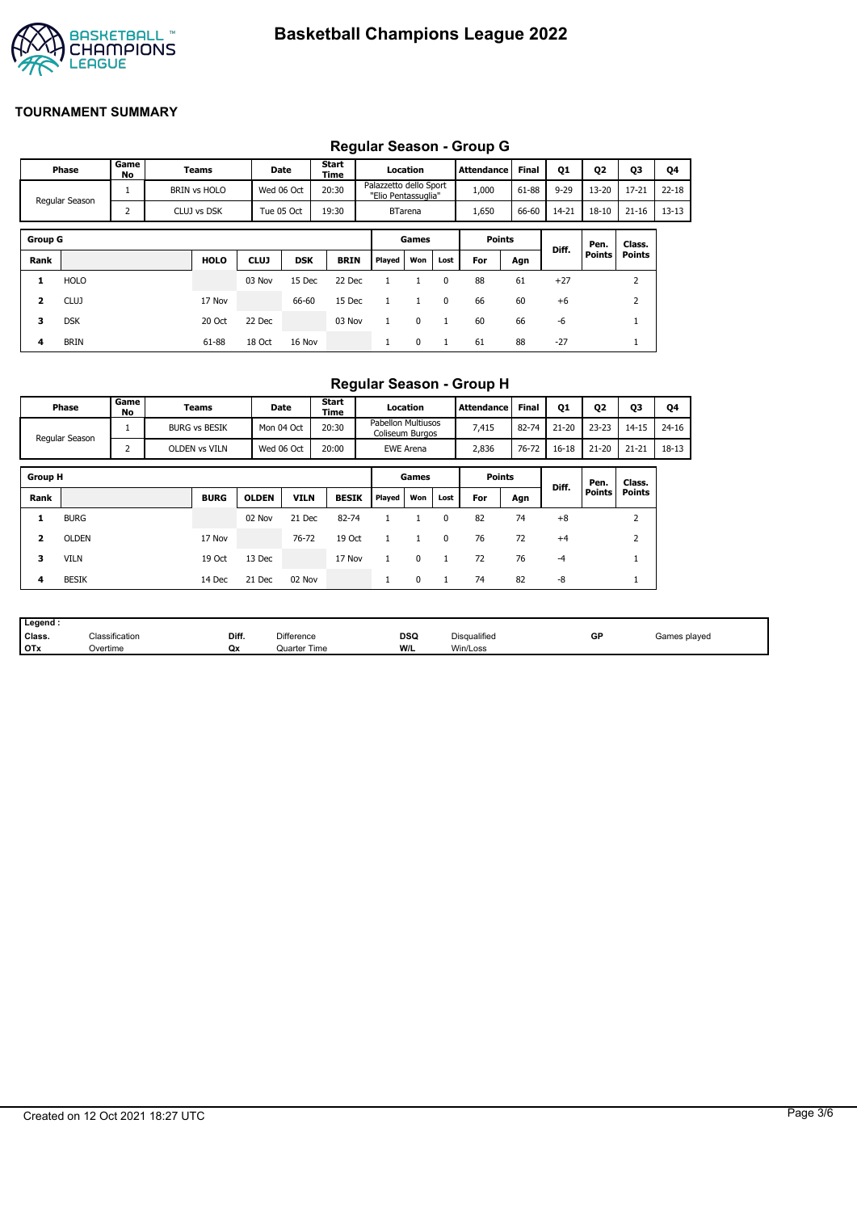# Basketball Champions League 2022

**TOURNAMENT SUMMARY**

## Regular Season - Group G

| Phase | Game No | Teams | Date | Start Time | Location | Attendance | Final | Q1 | Q2 | Q3 | Q4 |
|---|---|---|---|---|---|---|---|---|---|---|---|
| Regular Season | 1 | BRIN vs HOLO | Wed 06 Oct | 20:30 | Palazzetto dello Sport "Elio Pentassuglia" | 1,000 | 61-88 | 9-29 | 13-20 | 17-21 | 22-18 |
| | 2 | CLUJ vs DSK | Tue 05 Oct | 19:30 | BTarena | 1,650 | 66-60 | 14-21 | 18-10 | 21-16 | 13-13 |

| Group G | | | | | | Games | | | Points | | Diff. | Pen. Points | Class. Points |
|---|---|---|---|---|---|---|---|---|---|---|---|---|---|
| Rank | | HOLO | CLUJ | DSK | BRIN | Played | Won | Lost | For | Agn | | | |
| 1 | HOLO | | 03 Nov | 15 Dec | 22 Dec | 1 | 1 | 0 | 88 | 61 | +27 | | 2 |
| 2 | CLUJ | 17 Nov | | 66-60 | 15 Dec | 1 | 1 | 0 | 66 | 60 | +6 | | 2 |
| 3 | DSK | 20 Oct | 22 Dec | | 03 Nov | 1 | 0 | 1 | 60 | 66 | -6 | | 1 |
| 4 | BRIN | 61-88 | 18 Oct | 16 Nov | | 1 | 0 | 1 | 61 | 88 | -27 | | 1 |

## Regular Season - Group H

| Phase | Game No | Teams | Date | Start Time | Location | Attendance | Final | Q1 | Q2 | Q3 | Q4 |
|---|---|---|---|---|---|---|---|---|---|---|---|
| Regular Season | 1 | BURG vs BESIK | Mon 04 Oct | 20:30 | Pabellon Multiusos Coliseum Burgos | 7,415 | 82-74 | 21-20 | 23-23 | 14-15 | 24-16 |
| | 2 | OLDEN vs VILN | Wed 06 Oct | 20:00 | EWE Arena | 2,836 | 76-72 | 16-18 | 21-20 | 21-21 | 18-13 |

| Group H | | | | | | Games | | | Points | | Diff. | Pen. Points | Class. Points |
|---|---|---|---|---|---|---|---|---|---|---|---|---|---|
| Rank | | BURG | OLDEN | VILN | BESIK | Played | Won | Lost | For | Agn | | | |
| 1 | BURG | | 02 Nov | 21 Dec | 82-74 | 1 | 1 | 0 | 82 | 74 | +8 | | 2 |
| 2 | OLDEN | 17 Nov | | 76-72 | 19 Oct | 1 | 1 | 0 | 76 | 72 | +4 | | 2 |
| 3 | VILN | 19 Oct | 13 Dec | | 17 Nov | 1 | 0 | 1 | 72 | 76 | -4 | | 1 |
| 4 | BESIK | 14 Dec | 21 Dec | 02 Nov | | 1 | 0 | 1 | 74 | 82 | -8 | | 1 |

| Legend : | | | | | | | |
|---|---|---|---|---|---|---|---|
| Class. | Classification | Diff. | Difference | DSQ | Disqualified | GP | Games played |
| OTx | Overtime | Qx | Quarter Time | W/L | Win/Loss | | |

Created on 12 Oct 2021 18:27 UTC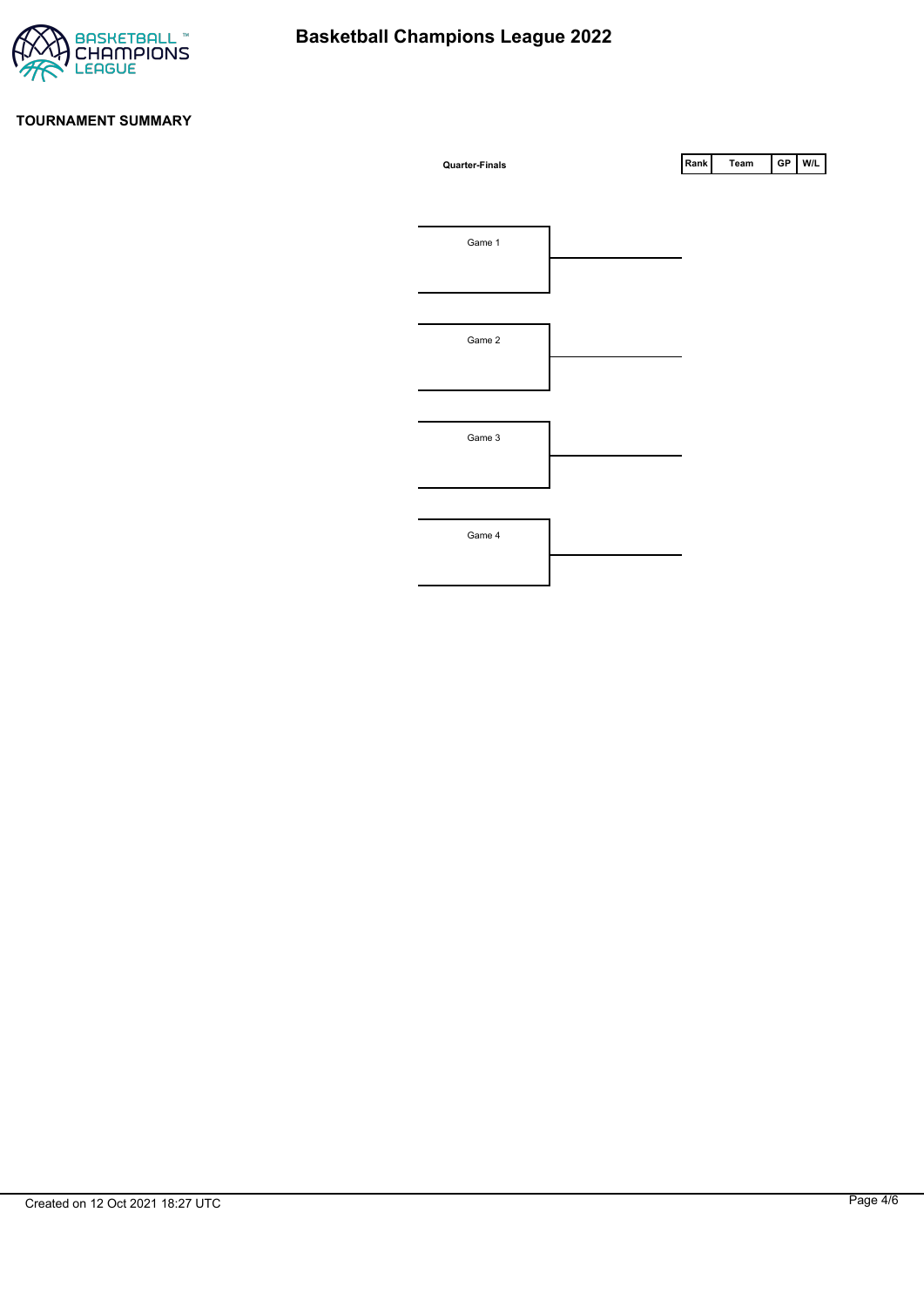# Basketball Champions League 2022

## TOURNAMENT SUMMARY

**Quarter-Finals**

| Rank | Team | GP | W/L |
|---|---|---|---|

Game 1

Game 2

Game 3

Game 4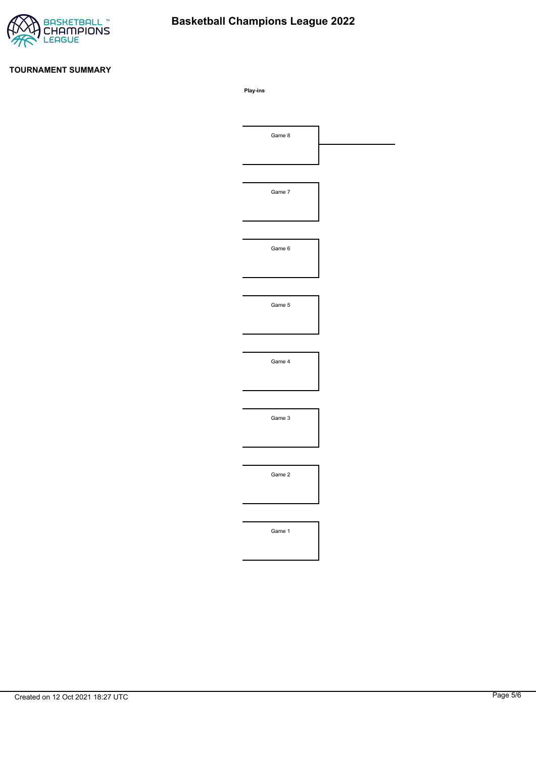## TOURNAMENT SUMMARY

**Play-ins**

Game 8

Game 7

Game 6

Game 5

Game 4

Game 3

Game 2

Game 1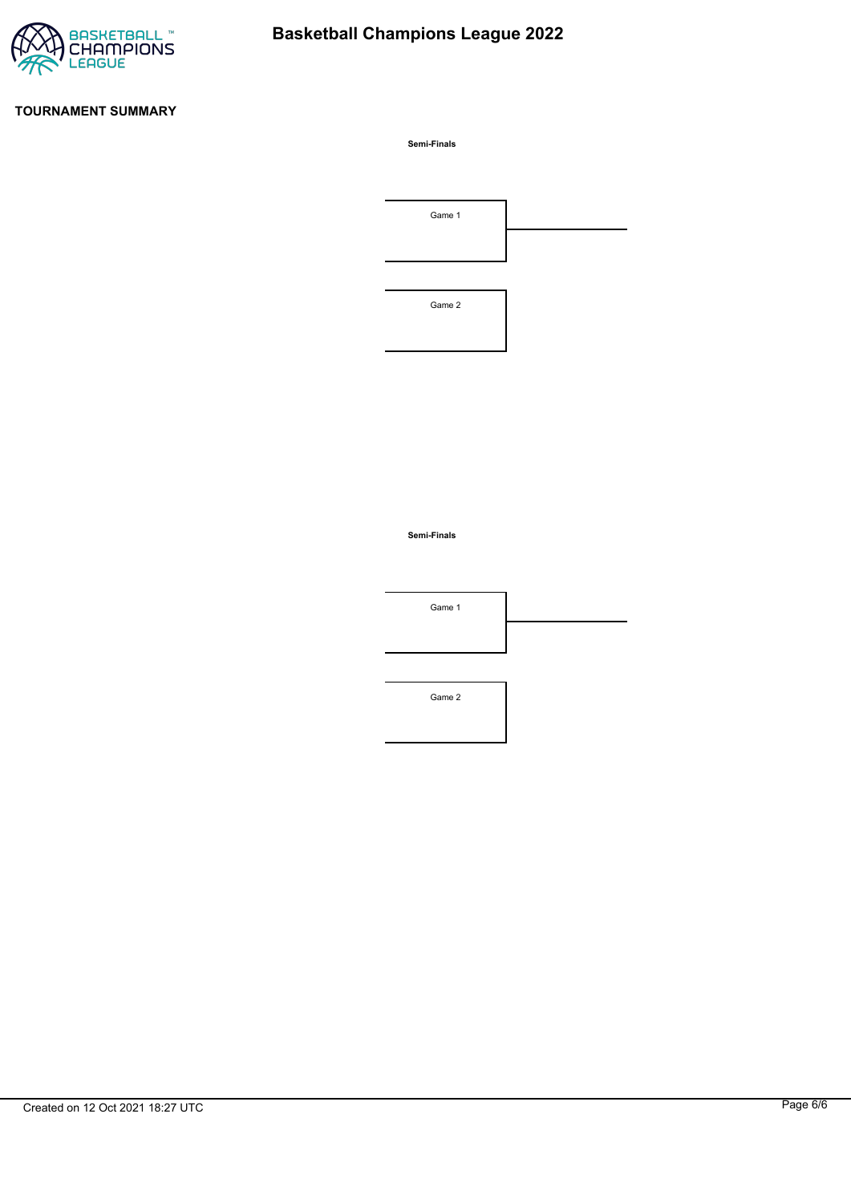# Basketball Champions League 2022

## TOURNAMENT SUMMARY

**Semi-Finals**

Game 1

Game 2

**Semi-Finals**

Game 1

Game 2

Created on 12 Oct 2021 18:27 UTC